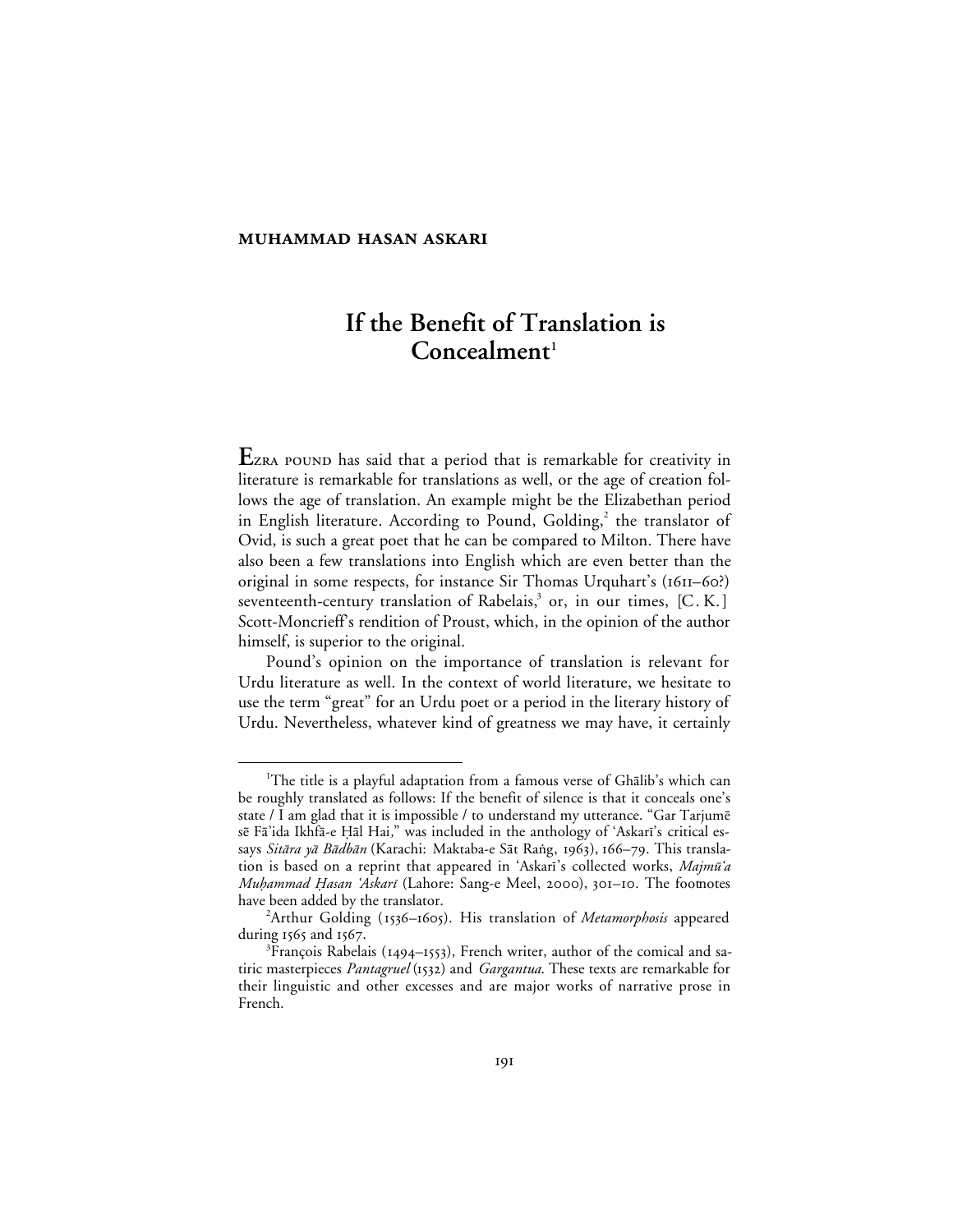**MUHAMMAD HASAN ASKARI**

# If the Benefit of Translation is Concealment[1]

Ezra Pound has said that a period that is remarkable for creativity in literature is remarkable for translations as well, or the age of creation follows the age of translation. An example might be the Elizabethan period in English literature. According to Pound, Golding,[2] the translator of Ovid, is such a great poet that he can be compared to Milton. There have also been a few translations into English which are even better than the original in some respects, for instance Sir Thomas Urquhart's (1611–60?) seventeenth-century translation of Rabelais,[3] or, in our times, [C. K.] Scott-Moncrieff's rendition of Proust, which, in the opinion of the author himself, is superior to the original.

Pound's opinion on the importance of translation is relevant for Urdu literature as well. In the context of world literature, we hesitate to use the term "great" for an Urdu poet or a period in the literary history of Urdu. Nevertheless, whatever kind of greatness we may have, it certainly

---

[1]The title is a playful adaptation from a famous verse of Ghālib's which can be roughly translated as follows: If the benefit of silence is that it conceals one's state / I am glad that it is impossible / to understand my utterance. "Gar Tarjumē sē Fā'ida Ikhfā-e Ḥāl Hai," was included in the anthology of 'Askarī's critical essays *Sitāra yā Bādbān* (Karachi: Maktaba-e Sāt Raṅg, 1963), 166–79. This translation is based on a reprint that appeared in 'Askarī's collected works, *Majmū'a Muḥammad Ḥasan 'Askarī* (Lahore: Sang-e Meel, 2000), 301–10. The footnotes have been added by the translator.

[2]Arthur Golding (1536–1605). His translation of *Metamorphosis* appeared during 1565 and 1567.

[3]François Rabelais (1494–1553), French writer, author of the comical and satiric masterpieces *Pantagruel* (1532) and *Gargantua*. These texts are remarkable for their linguistic and other excesses and are major works of narrative prose in French.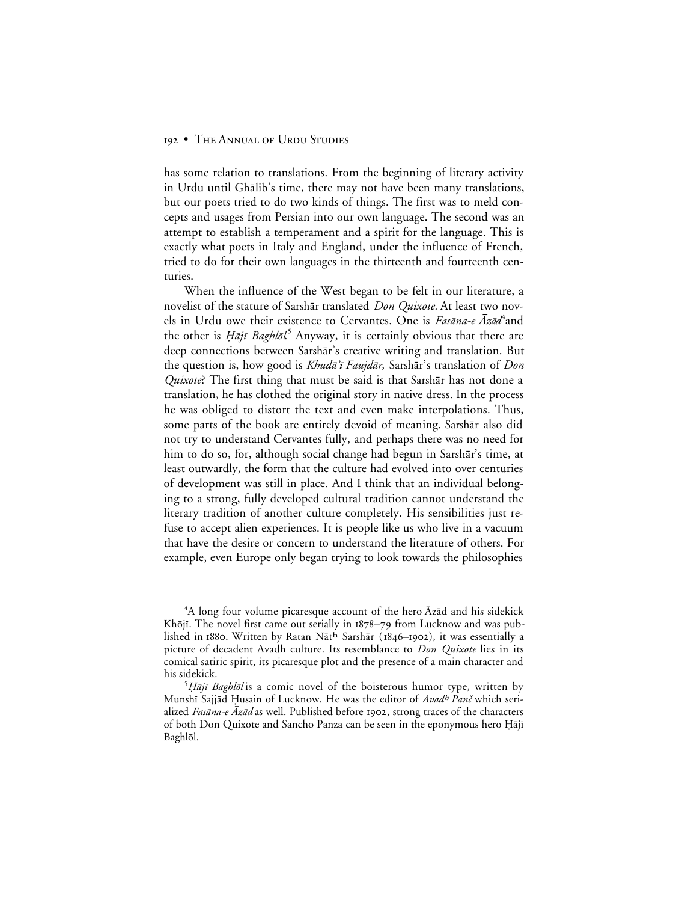has some relation to translations. From the beginning of literary activity in Urdu until Ghālib's time, there may not have been many translations, but our poets tried to do two kinds of things. The first was to meld concepts and usages from Persian into our own language. The second was an attempt to establish a temperament and a spirit for the language. This is exactly what poets in Italy and England, under the influence of French, tried to do for their own languages in the thirteenth and fourteenth centuries.

When the influence of the West began to be felt in our literature, a novelist of the stature of Sarshār translated *Don Quixote*. At least two novels in Urdu owe their existence to Cervantes. One is *Fasāna-e Āzād*[4] and the other is *Ḥājī Baghlōl*.[5] Anyway, it is certainly obvious that there are deep connections between Sarshār's creative writing and translation. But the question is, how good is *Khudā'ī Faujdār,* Sarshār's translation of *Don Quixote*? The first thing that must be said is that Sarshār has not done a translation, he has clothed the original story in native dress. In the process he was obliged to distort the text and even make interpolations. Thus, some parts of the book are entirely devoid of meaning. Sarshār also did not try to understand Cervantes fully, and perhaps there was no need for him to do so, for, although social change had begun in Sarshār's time, at least outwardly, the form that the culture had evolved into over centuries of development was still in place. And I think that an individual belonging to a strong, fully developed cultural tradition cannot understand the literary tradition of another culture completely. His sensibilities just refuse to accept alien experiences. It is people like us who live in a vacuum that have the desire or concern to understand the literature of others. For example, even Europe only began trying to look towards the philosophies

---

[4] A long four volume picaresque account of the hero Āzād and his sidekick Khōjī. The novel first came out serially in 1878–79 from Lucknow and was published in 1880. Written by Ratan Nāth Sarshār (1846–1902), it was essentially a picture of decadent Avadh culture. Its resemblance to *Don Quixote* lies in its comical satiric spirit, its picaresque plot and the presence of a main character and his sidekick.

[5] *Ḥājī Baghlōl* is a comic novel of the boisterous humor type, written by Munshī Sajjād Ḥusain of Lucknow. He was the editor of *Avadh Panč* which serialized *Fasāna-e Āzād* as well. Published before 1902, strong traces of the characters of both Don Quixote and Sancho Panza can be seen in the eponymous hero Ḥājī Baghlōl.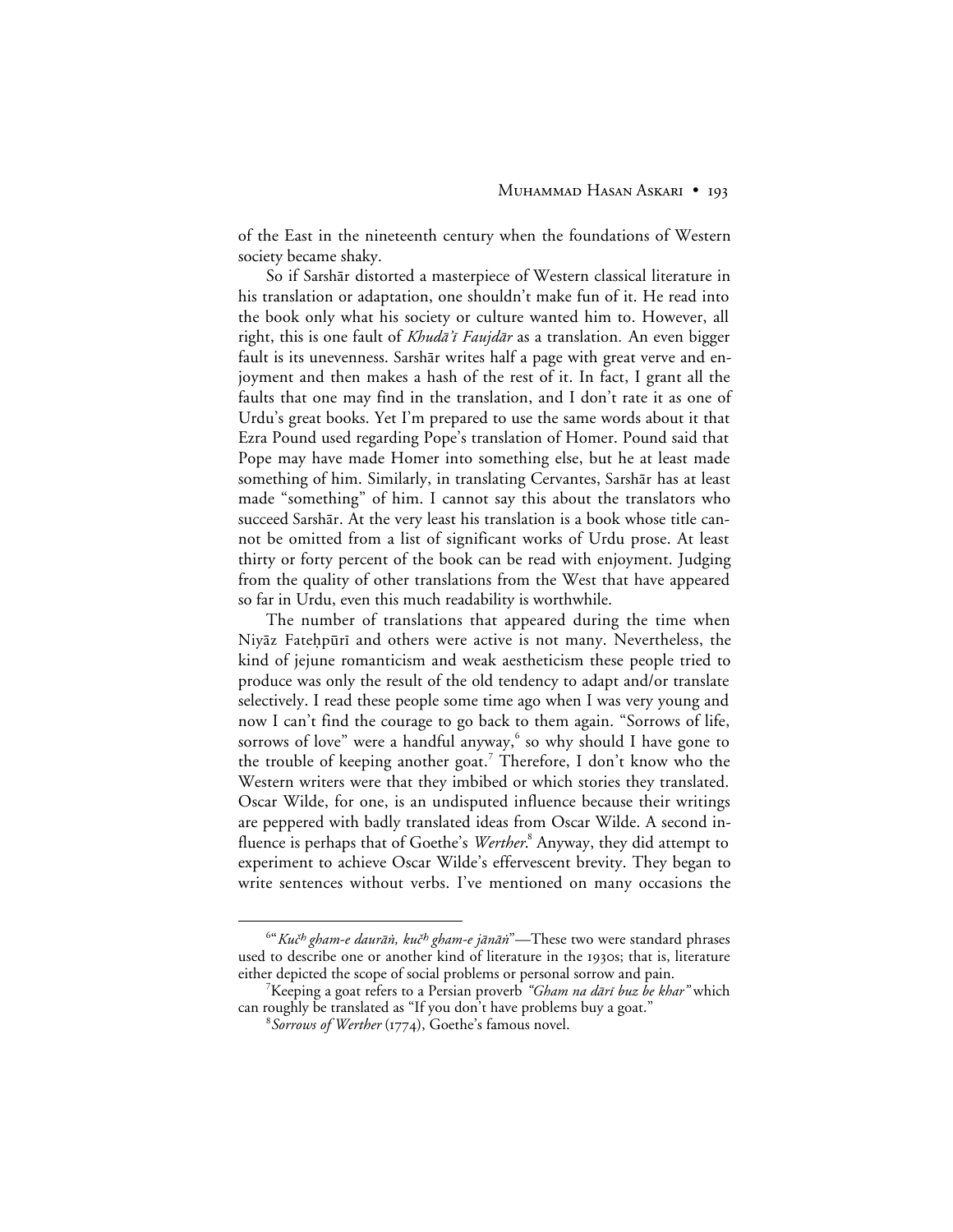of the East in the nineteenth century when the foundations of Western society became shaky.

So if Sarshār distorted a masterpiece of Western classical literature in his translation or adaptation, one shouldn't make fun of it. He read into the book only what his society or culture wanted him to. However, all right, this is one fault of *Khudā'ī Faujdār* as a translation. An even bigger fault is its unevenness. Sarshār writes half a page with great verve and enjoyment and then makes a hash of the rest of it. In fact, I grant all the faults that one may find in the translation, and I don't rate it as one of Urdu's great books. Yet I'm prepared to use the same words about it that Ezra Pound used regarding Pope's translation of Homer. Pound said that Pope may have made Homer into something else, but he at least made something of him. Similarly, in translating Cervantes, Sarshār has at least made "something" of him. I cannot say this about the translators who succeed Sarshār. At the very least his translation is a book whose title cannot be omitted from a list of significant works of Urdu prose. At least thirty or forty percent of the book can be read with enjoyment. Judging from the quality of other translations from the West that have appeared so far in Urdu, even this much readability is worthwhile.

The number of translations that appeared during the time when Niyāz Fateḥpūrī and others were active is not many. Nevertheless, the kind of jejune romanticism and weak aestheticism these people tried to produce was only the result of the old tendency to adapt and/or translate selectively. I read these people some time ago when I was very young and now I can't find the courage to go back to them again. "Sorrows of life, sorrows of love" were a handful anyway,[6] so why should I have gone to the trouble of keeping another goat.[7] Therefore, I don't know who the Western writers were that they imbibed or which stories they translated. Oscar Wilde, for one, is an undisputed influence because their writings are peppered with badly translated ideas from Oscar Wilde. A second influence is perhaps that of Goethe's *Werther*.[8] Anyway, they did attempt to experiment to achieve Oscar Wilde's effervescent brevity. They began to write sentences without verbs. I've mentioned on many occasions the

---

[6] "*Kuc̆h gham-e daurāṅ, kuc̆h gham-e jānāṅ*"—These two were standard phrases used to describe one or another kind of literature in the 1930s; that is, literature either depicted the scope of social problems or personal sorrow and pain.

[7] Keeping a goat refers to a Persian proverb *"Gham na dārī buz be khar"* which can roughly be translated as "If you don't have problems buy a goat."

[8] *Sorrows of Werther* (1774), Goethe's famous novel.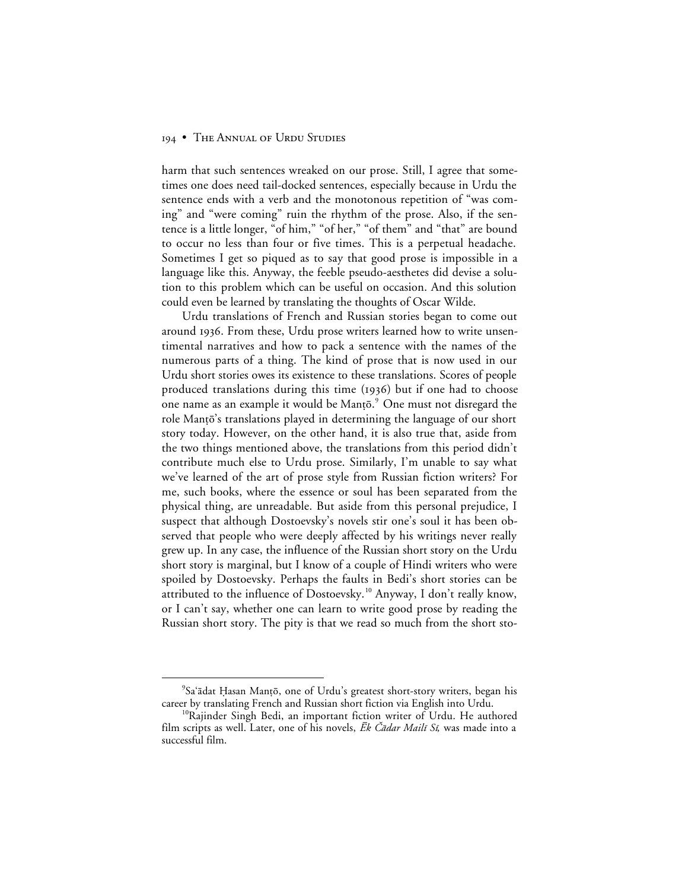harm that such sentences wreaked on our prose. Still, I agree that sometimes one does need tail-docked sentences, especially because in Urdu the sentence ends with a verb and the monotonous repetition of "was coming" and "were coming" ruin the rhythm of the prose. Also, if the sentence is a little longer, "of him," "of her," "of them" and "that" are bound to occur no less than four or five times. This is a perpetual headache. Sometimes I get so piqued as to say that good prose is impossible in a language like this. Anyway, the feeble pseudo-aesthetes did devise a solution to this problem which can be useful on occasion. And this solution could even be learned by translating the thoughts of Oscar Wilde.

Urdu translations of French and Russian stories began to come out around 1936. From these, Urdu prose writers learned how to write unsentimental narratives and how to pack a sentence with the names of the numerous parts of a thing. The kind of prose that is now used in our Urdu short stories owes its existence to these translations. Scores of people produced translations during this time (1936) but if one had to choose one name as an example it would be Manṭō.[9] One must not disregard the role Manṭō's translations played in determining the language of our short story today. However, on the other hand, it is also true that, aside from the two things mentioned above, the translations from this period didn't contribute much else to Urdu prose. Similarly, I'm unable to say what we've learned of the art of prose style from Russian fiction writers? For me, such books, where the essence or soul has been separated from the physical thing, are unreadable. But aside from this personal prejudice, I suspect that although Dostoevsky's novels stir one's soul it has been observed that people who were deeply affected by his writings never really grew up. In any case, the influence of the Russian short story on the Urdu short story is marginal, but I know of a couple of Hindi writers who were spoiled by Dostoevsky. Perhaps the faults in Bedi's short stories can be attributed to the influence of Dostoevsky.[10] Anyway, I don't really know, or I can't say, whether one can learn to write good prose by reading the Russian short story. The pity is that we read so much from the short sto-

---

[9] Sa'ādat Ḥasan Manṭō, one of Urdu's greatest short-story writers, began his career by translating French and Russian short fiction via English into Urdu.

[10] Rajinder Singh Bedi, an important fiction writer of Urdu. He authored film scripts as well. Later, one of his novels, *Ēk Čādar Mailī Sī*, was made into a successful film.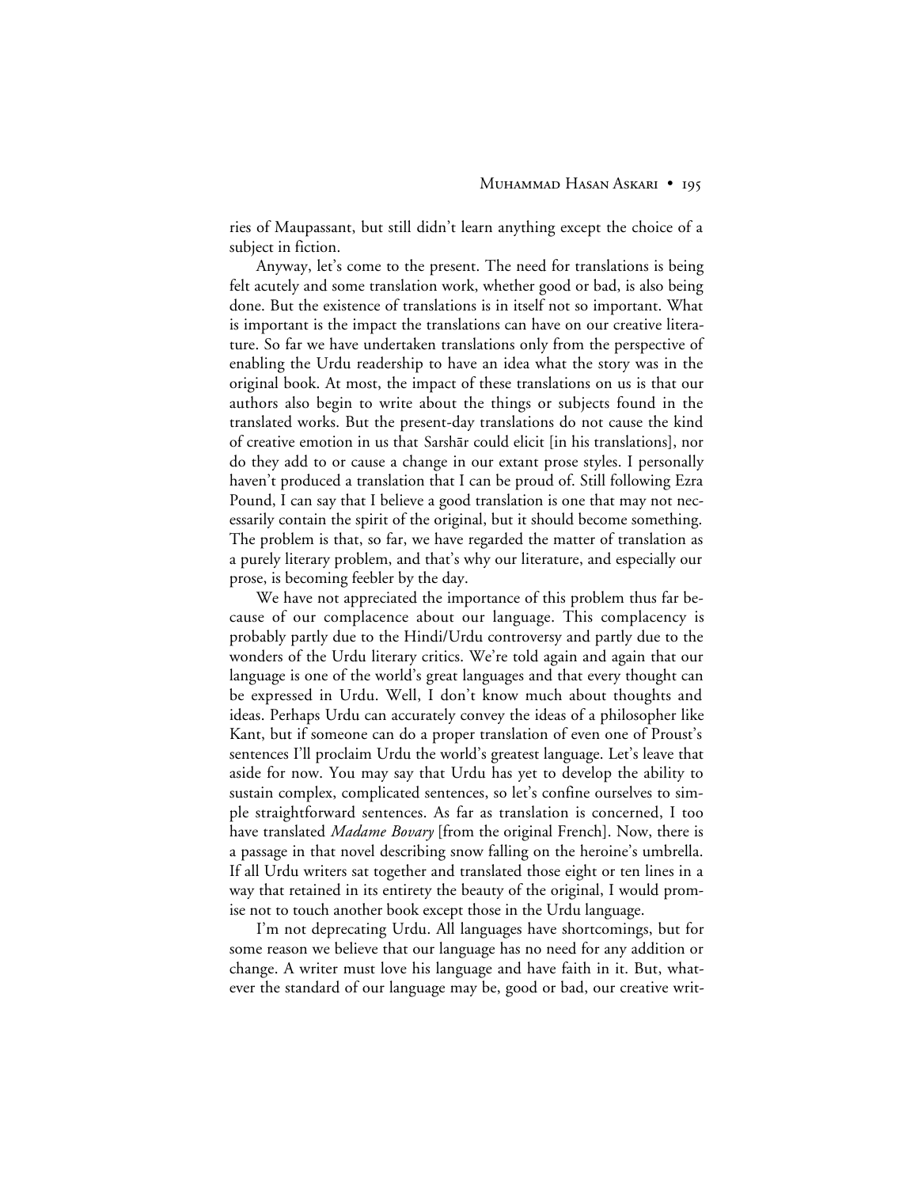ries of Maupassant, but still didn't learn anything except the choice of a subject in fiction.

Anyway, let's come to the present. The need for translations is being felt acutely and some translation work, whether good or bad, is also being done. But the existence of translations is in itself not so important. What is important is the impact the translations can have on our creative literature. So far we have undertaken translations only from the perspective of enabling the Urdu readership to have an idea what the story was in the original book. At most, the impact of these translations on us is that our authors also begin to write about the things or subjects found in the translated works. But the present-day translations do not cause the kind of creative emotion in us that Sarshār could elicit [in his translations], nor do they add to or cause a change in our extant prose styles. I personally haven't produced a translation that I can be proud of. Still following Ezra Pound, I can say that I believe a good translation is one that may not necessarily contain the spirit of the original, but it should become something. The problem is that, so far, we have regarded the matter of translation as a purely literary problem, and that's why our literature, and especially our prose, is becoming feebler by the day.

We have not appreciated the importance of this problem thus far because of our complacence about our language. This complacency is probably partly due to the Hindi/Urdu controversy and partly due to the wonders of the Urdu literary critics. We're told again and again that our language is one of the world's great languages and that every thought can be expressed in Urdu. Well, I don't know much about thoughts and ideas. Perhaps Urdu can accurately convey the ideas of a philosopher like Kant, but if someone can do a proper translation of even one of Proust's sentences I'll proclaim Urdu the world's greatest language. Let's leave that aside for now. You may say that Urdu has yet to develop the ability to sustain complex, complicated sentences, so let's confine ourselves to simple straightforward sentences. As far as translation is concerned, I too have translated *Madame Bovary* [from the original French]. Now, there is a passage in that novel describing snow falling on the heroine's umbrella. If all Urdu writers sat together and translated those eight or ten lines in a way that retained in its entirety the beauty of the original, I would promise not to touch another book except those in the Urdu language.

I'm not deprecating Urdu. All languages have shortcomings, but for some reason we believe that our language has no need for any addition or change. A writer must love his language and have faith in it. But, whatever the standard of our language may be, good or bad, our creative writ-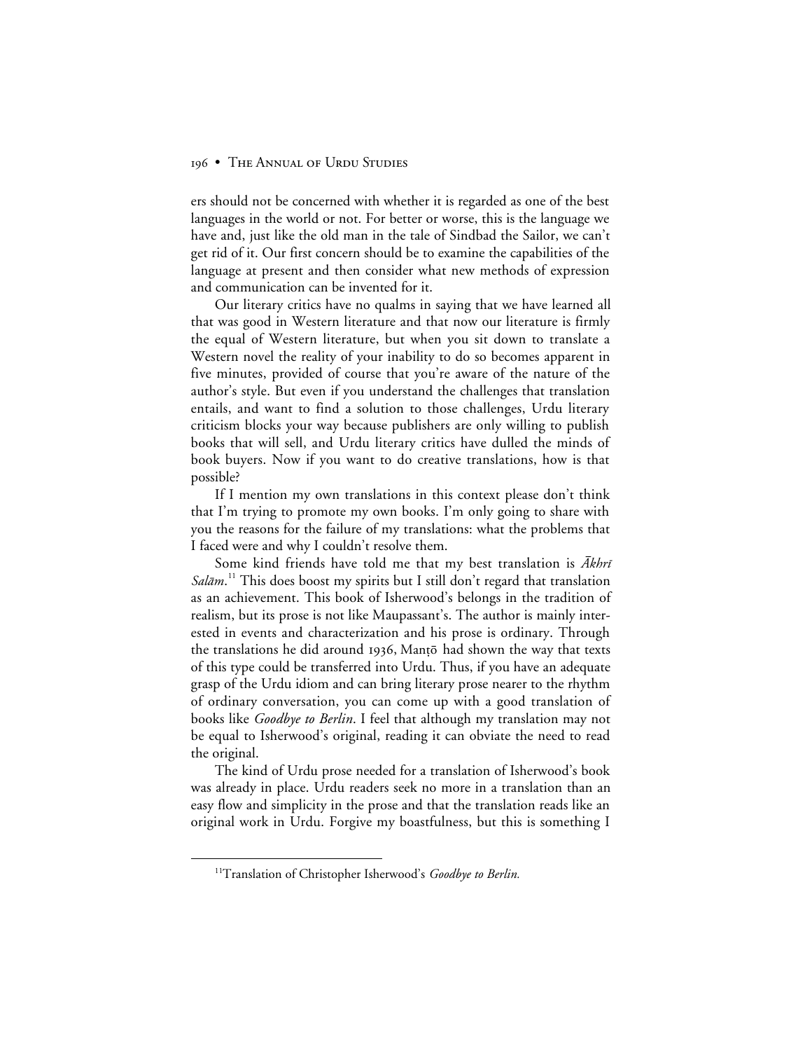ers should not be concerned with whether it is regarded as one of the best languages in the world or not. For better or worse, this is the language we have and, just like the old man in the tale of Sindbad the Sailor, we can't get rid of it. Our first concern should be to examine the capabilities of the language at present and then consider what new methods of expression and communication can be invented for it.

Our literary critics have no qualms in saying that we have learned all that was good in Western literature and that now our literature is firmly the equal of Western literature, but when you sit down to translate a Western novel the reality of your inability to do so becomes apparent in five minutes, provided of course that you're aware of the nature of the author's style. But even if you understand the challenges that translation entails, and want to find a solution to those challenges, Urdu literary criticism blocks your way because publishers are only willing to publish books that will sell, and Urdu literary critics have dulled the minds of book buyers. Now if you want to do creative translations, how is that possible?

If I mention my own translations in this context please don't think that I'm trying to promote my own books. I'm only going to share with you the reasons for the failure of my translations: what the problems that I faced were and why I couldn't resolve them.

Some kind friends have told me that my best translation is *Ākhrī Salām*.[11] This does boost my spirits but I still don't regard that translation as an achievement. This book of Isherwood's belongs in the tradition of realism, but its prose is not like Maupassant's. The author is mainly interested in events and characterization and his prose is ordinary. Through the translations he did around 1936, Manṭō had shown the way that texts of this type could be transferred into Urdu. Thus, if you have an adequate grasp of the Urdu idiom and can bring literary prose nearer to the rhythm of ordinary conversation, you can come up with a good translation of books like *Goodbye to Berlin*. I feel that although my translation may not be equal to Isherwood's original, reading it can obviate the need to read the original.

The kind of Urdu prose needed for a translation of Isherwood's book was already in place. Urdu readers seek no more in a translation than an easy flow and simplicity in the prose and that the translation reads like an original work in Urdu. Forgive my boastfulness, but this is something I

---

[11]Translation of Christopher Isherwood's *Goodbye to Berlin.*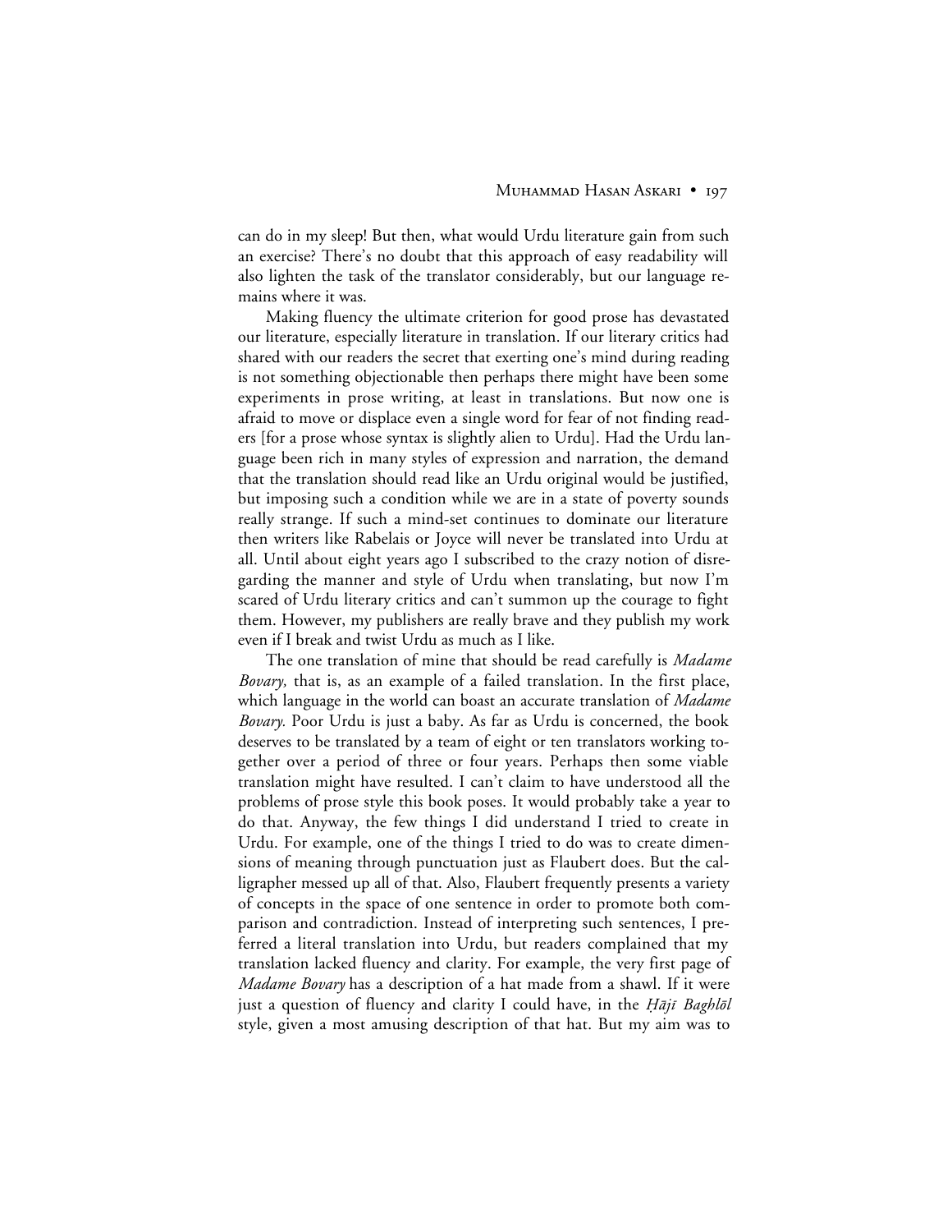can do in my sleep! But then, what would Urdu literature gain from such an exercise? There's no doubt that this approach of easy readability will also lighten the task of the translator considerably, but our language remains where it was.

Making fluency the ultimate criterion for good prose has devastated our literature, especially literature in translation. If our literary critics had shared with our readers the secret that exerting one's mind during reading is not something objectionable then perhaps there might have been some experiments in prose writing, at least in translations. But now one is afraid to move or displace even a single word for fear of not finding readers [for a prose whose syntax is slightly alien to Urdu]. Had the Urdu language been rich in many styles of expression and narration, the demand that the translation should read like an Urdu original would be justified, but imposing such a condition while we are in a state of poverty sounds really strange. If such a mind-set continues to dominate our literature then writers like Rabelais or Joyce will never be translated into Urdu at all. Until about eight years ago I subscribed to the crazy notion of disregarding the manner and style of Urdu when translating, but now I'm scared of Urdu literary critics and can't summon up the courage to fight them. However, my publishers are really brave and they publish my work even if I break and twist Urdu as much as I like.

The one translation of mine that should be read carefully is *Madame Bovary,* that is, as an example of a failed translation. In the first place, which language in the world can boast an accurate translation of *Madame Bovary.* Poor Urdu is just a baby. As far as Urdu is concerned, the book deserves to be translated by a team of eight or ten translators working together over a period of three or four years. Perhaps then some viable translation might have resulted. I can't claim to have understood all the problems of prose style this book poses. It would probably take a year to do that. Anyway, the few things I did understand I tried to create in Urdu. For example, one of the things I tried to do was to create dimensions of meaning through punctuation just as Flaubert does. But the calligrapher messed up all of that. Also, Flaubert frequently presents a variety of concepts in the space of one sentence in order to promote both comparison and contradiction. Instead of interpreting such sentences, I preferred a literal translation into Urdu, but readers complained that my translation lacked fluency and clarity. For example, the very first page of *Madame Bovary* has a description of a hat made from a shawl. If it were just a question of fluency and clarity I could have, in the *Ḥājī Baghlōl* style, given a most amusing description of that hat. But my aim was to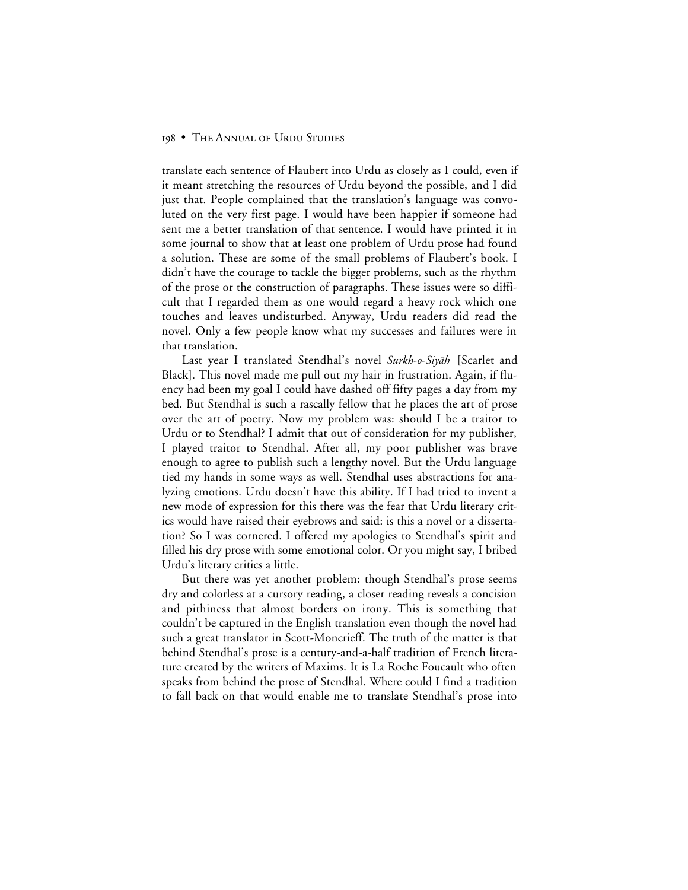translate each sentence of Flaubert into Urdu as closely as I could, even if it meant stretching the resources of Urdu beyond the possible, and I did just that. People complained that the translation's language was convoluted on the very first page. I would have been happier if someone had sent me a better translation of that sentence. I would have printed it in some journal to show that at least one problem of Urdu prose had found a solution. These are some of the small problems of Flaubert's book. I didn't have the courage to tackle the bigger problems, such as the rhythm of the prose or the construction of paragraphs. These issues were so difficult that I regarded them as one would regard a heavy rock which one touches and leaves undisturbed. Anyway, Urdu readers did read the novel. Only a few people know what my successes and failures were in that translation.

Last year I translated Stendhal's novel *Surkh-o-Siyāh* [Scarlet and Black]. This novel made me pull out my hair in frustration. Again, if fluency had been my goal I could have dashed off fifty pages a day from my bed. But Stendhal is such a rascally fellow that he places the art of prose over the art of poetry. Now my problem was: should I be a traitor to Urdu or to Stendhal? I admit that out of consideration for my publisher, I played traitor to Stendhal. After all, my poor publisher was brave enough to agree to publish such a lengthy novel. But the Urdu language tied my hands in some ways as well. Stendhal uses abstractions for analyzing emotions. Urdu doesn't have this ability. If I had tried to invent a new mode of expression for this there was the fear that Urdu literary critics would have raised their eyebrows and said: is this a novel or a dissertation? So I was cornered. I offered my apologies to Stendhal's spirit and filled his dry prose with some emotional color. Or you might say, I bribed Urdu's literary critics a little.

But there was yet another problem: though Stendhal's prose seems dry and colorless at a cursory reading, a closer reading reveals a concision and pithiness that almost borders on irony. This is something that couldn't be captured in the English translation even though the novel had such a great translator in Scott-Moncrieff. The truth of the matter is that behind Stendhal's prose is a century-and-a-half tradition of French literature created by the writers of Maxims. It is La Roche Foucault who often speaks from behind the prose of Stendhal. Where could I find a tradition to fall back on that would enable me to translate Stendhal's prose into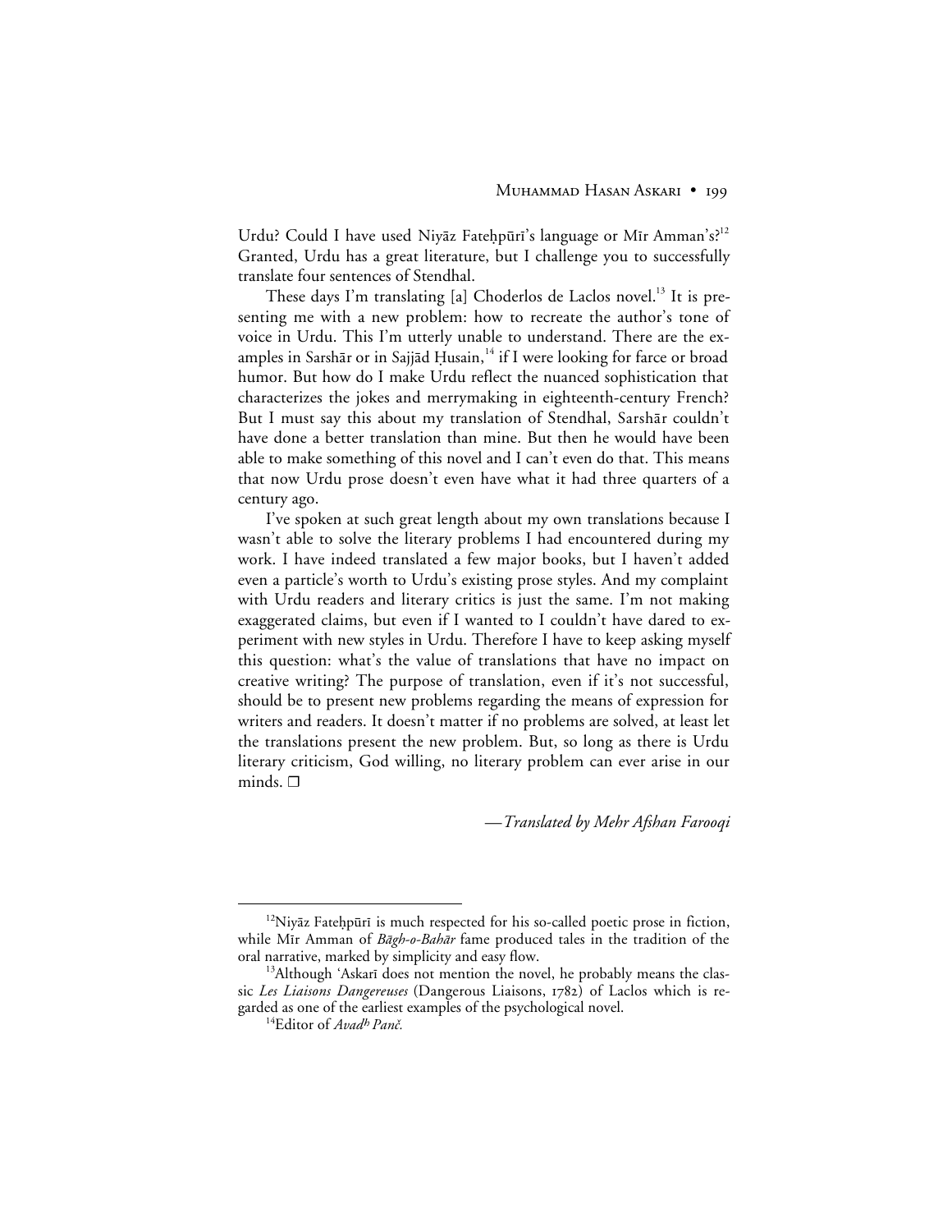Urdu? Could I have used Niyāz Fateḥpūrī's language or Mīr Amman's?[12] Granted, Urdu has a great literature, but I challenge you to successfully translate four sentences of Stendhal.

These days I'm translating [a] Choderlos de Laclos novel.[13] It is presenting me with a new problem: how to recreate the author's tone of voice in Urdu. This I'm utterly unable to understand. There are the examples in Sarshār or in Sajjād Ḥusain,[14] if I were looking for farce or broad humor. But how do I make Urdu reflect the nuanced sophistication that characterizes the jokes and merrymaking in eighteenth-century French? But I must say this about my translation of Stendhal, Sarshār couldn't have done a better translation than mine. But then he would have been able to make something of this novel and I can't even do that. This means that now Urdu prose doesn't even have what it had three quarters of a century ago.

I've spoken at such great length about my own translations because I wasn't able to solve the literary problems I had encountered during my work. I have indeed translated a few major books, but I haven't added even a particle's worth to Urdu's existing prose styles. And my complaint with Urdu readers and literary critics is just the same. I'm not making exaggerated claims, but even if I wanted to I couldn't have dared to experiment with new styles in Urdu. Therefore I have to keep asking myself this question: what's the value of translations that have no impact on creative writing? The purpose of translation, even if it's not successful, should be to present new problems regarding the means of expression for writers and readers. It doesn't matter if no problems are solved, at least let the translations present the new problem. But, so long as there is Urdu literary criticism, God willing, no literary problem can ever arise in our minds. ❐

*—Translated by Mehr Afshan Farooqi*

---

[12]Niyāz Fateḥpūrī is much respected for his so-called poetic prose in fiction, while Mīr Amman of *Bāgh-o-Bahār* fame produced tales in the tradition of the oral narrative, marked by simplicity and easy flow.

[13]Although 'Askarī does not mention the novel, he probably means the classic *Les Liaisons Dangereuses* (Dangerous Liaisons, 1782) of Laclos which is regarded as one of the earliest examples of the psychological novel.

[14]Editor of *Avadh Panč.*